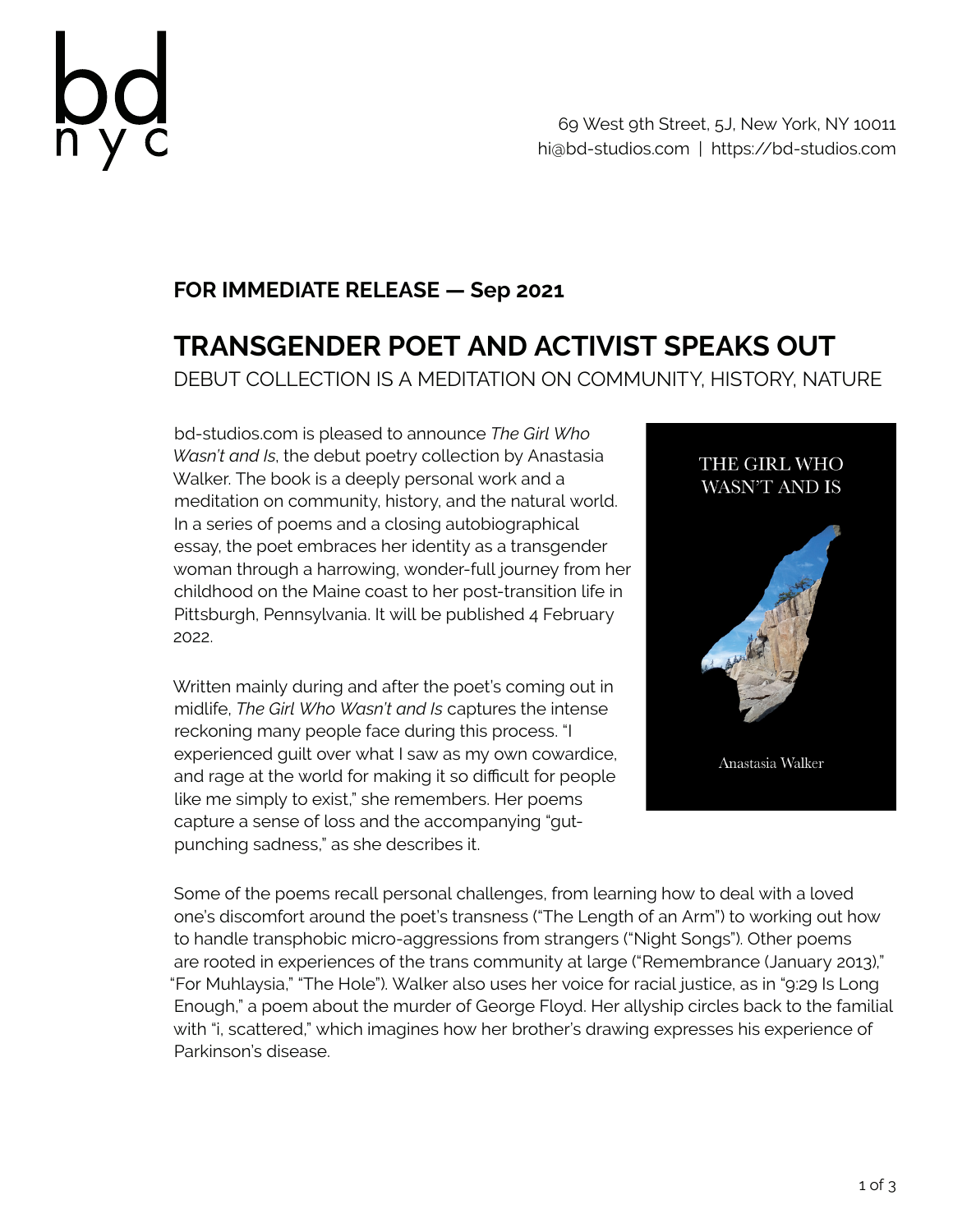bd nyc

69 West 9th Street, 5J, New York, NY 10011
hi@bd-studios.com | https://bd-studios.com

**FOR IMMEDIATE RELEASE — Sep 2021**

# TRANSGENDER POET AND ACTIVIST SPEAKS OUT

DEBUT COLLECTION IS A MEDITATION ON COMMUNITY, HISTORY, NATURE

bd-studios.com is pleased to announce *The Girl Who Wasn't and Is*, the debut poetry collection by Anastasia Walker. The book is a deeply personal work and a meditation on community, history, and the natural world. In a series of poems and a closing autobiographical essay, the poet embraces her identity as a transgender woman through a harrowing, wonder-full journey from her childhood on the Maine coast to her post-transition life in Pittsburgh, Pennsylvania. It will be published 4 February 2022.

Written mainly during and after the poet's coming out in midlife, *The Girl Who Wasn't and Is* captures the intense reckoning many people face during this process. "I experienced guilt over what I saw as my own cowardice, and rage at the world for making it so difficult for people like me simply to exist," she remembers. Her poems capture a sense of loss and the accompanying "gut-punching sadness," as she describes it.

Some of the poems recall personal challenges, from learning how to deal with a loved one's discomfort around the poet's transness ("The Length of an Arm") to working out how to handle transphobic micro-aggressions from strangers ("Night Songs"). Other poems are rooted in experiences of the trans community at large ("Remembrance (January 2013)," "For Muhlaysia," "The Hole"). Walker also uses her voice for racial justice, as in "9:29 Is Long Enough," a poem about the murder of George Floyd. Her allyship circles back to the familial with "i, scattered," which imagines how her brother's drawing expresses his experience of Parkinson's disease.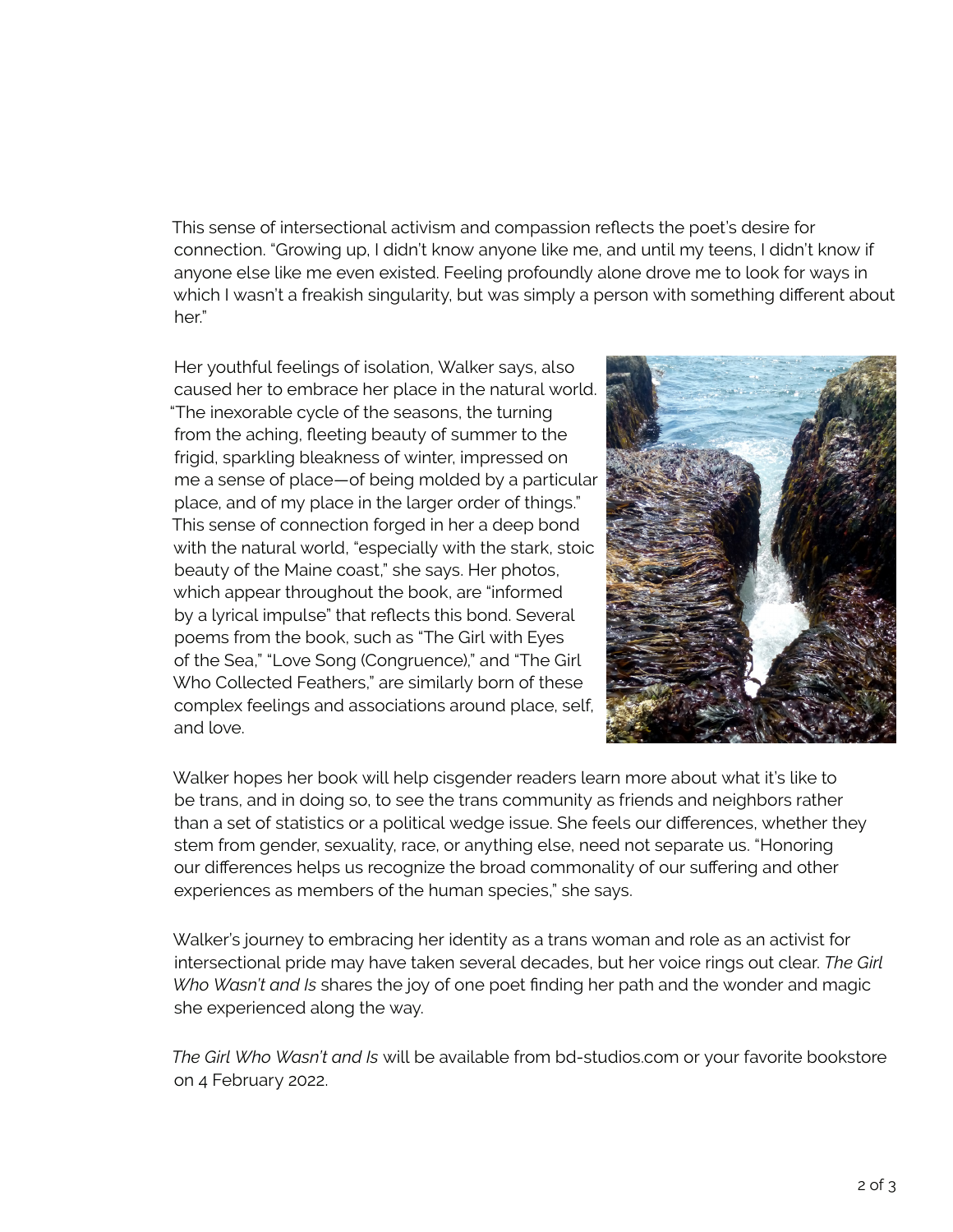This sense of intersectional activism and compassion reflects the poet's desire for connection. "Growing up, I didn't know anyone like me, and until my teens, I didn't know if anyone else like me even existed. Feeling profoundly alone drove me to look for ways in which I wasn't a freakish singularity, but was simply a person with something different about her."

Her youthful feelings of isolation, Walker says, also caused her to embrace her place in the natural world. "The inexorable cycle of the seasons, the turning from the aching, fleeting beauty of summer to the frigid, sparkling bleakness of winter, impressed on me a sense of place—of being molded by a particular place, and of my place in the larger order of things." This sense of connection forged in her a deep bond with the natural world, "especially with the stark, stoic beauty of the Maine coast," she says. Her photos, which appear throughout the book, are "informed by a lyrical impulse" that reflects this bond. Several poems from the book, such as "The Girl with Eyes of the Sea," "Love Song (Congruence)," and "The Girl Who Collected Feathers," are similarly born of these complex feelings and associations around place, self, and love.

Walker hopes her book will help cisgender readers learn more about what it's like to be trans, and in doing so, to see the trans community as friends and neighbors rather than a set of statistics or a political wedge issue. She feels our differences, whether they stem from gender, sexuality, race, or anything else, need not separate us. "Honoring our differences helps us recognize the broad commonality of our suffering and other experiences as members of the human species," she says.

Walker's journey to embracing her identity as a trans woman and role as an activist for intersectional pride may have taken several decades, but her voice rings out clear. *The Girl Who Wasn't and Is* shares the joy of one poet finding her path and the wonder and magic she experienced along the way.

*The Girl Who Wasn't and Is* will be available from bd-studios.com or your favorite bookstore on 4 February 2022.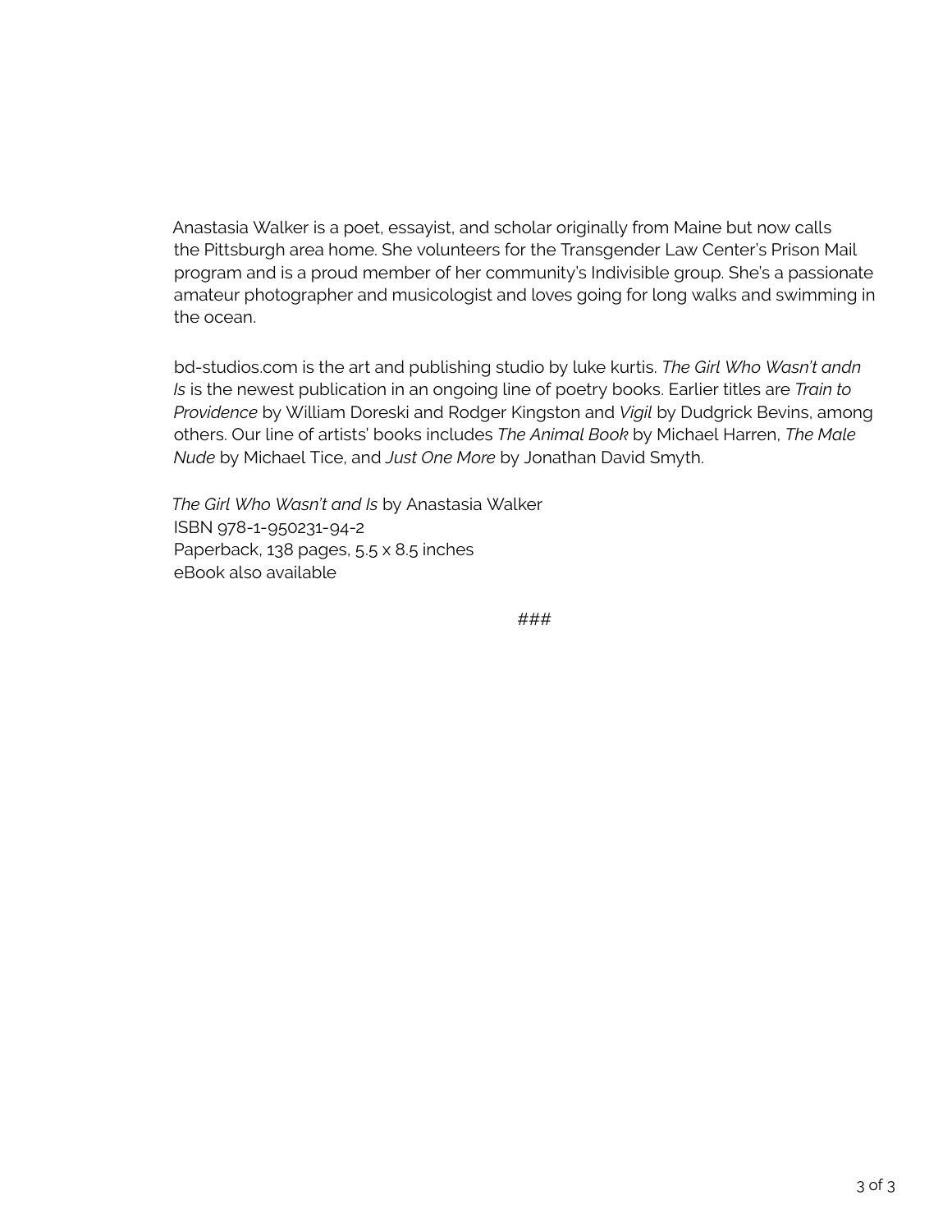Anastasia Walker is a poet, essayist, and scholar originally from Maine but now calls the Pittsburgh area home. She volunteers for the Transgender Law Center's Prison Mail program and is a proud member of her community's Indivisible group. She's a passionate amateur photographer and musicologist and loves going for long walks and swimming in the ocean.

bd-studios.com is the art and publishing studio by luke kurtis. *The Girl Who Wasn't andn Is* is the newest publication in an ongoing line of poetry books. Earlier titles are *Train to Providence* by William Doreski and Rodger Kingston and *Vigil* by Dudgrick Bevins, among others. Our line of artists' books includes *The Animal Book* by Michael Harren, *The Male Nude* by Michael Tice, and *Just One More* by Jonathan David Smyth.

*The Girl Who Wasn't and Is* by Anastasia Walker
ISBN 978-1-950231-94-2
Paperback, 138 pages, 5.5 x 8.5 inches
eBook also available

###